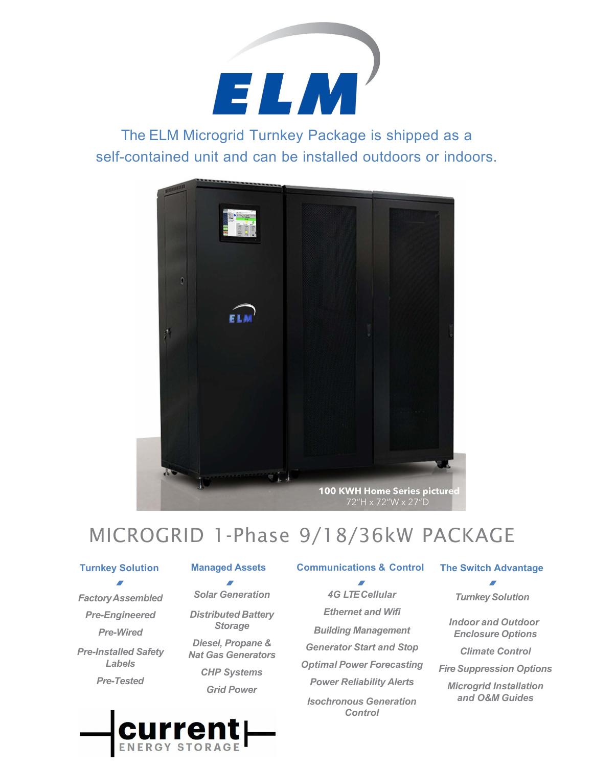# ELM

The ELM Microgrid Turnkey Package is shipped as a self-contained unit and can be installed outdoors or indoors.

**100 KWH Home Series pictured**
72"H x 72"W x 27"D

## MICROGRID 1-Phase 9/18/36kW PACKAGE

### Turnkey Solution

*Factory Assembled*

*Pre-Engineered*

*Pre-Wired*

*Pre-Installed Safety Labels*

*Pre-Tested*

### Managed Assets

*Solar Generation*

*Distributed Battery Storage*

*Diesel, Propane & Nat Gas Generators*

*CHP Systems*

*Grid Power*

### Communications & Control

*4G LTE Cellular*

*Ethernet and Wifi*

*Building Management*

*Generator Start and Stop*

*Optimal Power Forecasting*

*Power Reliability Alerts*

*Isochronous Generation Control*

### The Switch Advantage

*Turnkey Solution*

*Indoor and Outdoor Enclosure Options*

*Climate Control*

*Fire Suppression Options*

*Microgrid Installation and O&M Guides*

current ENERGY STORAGE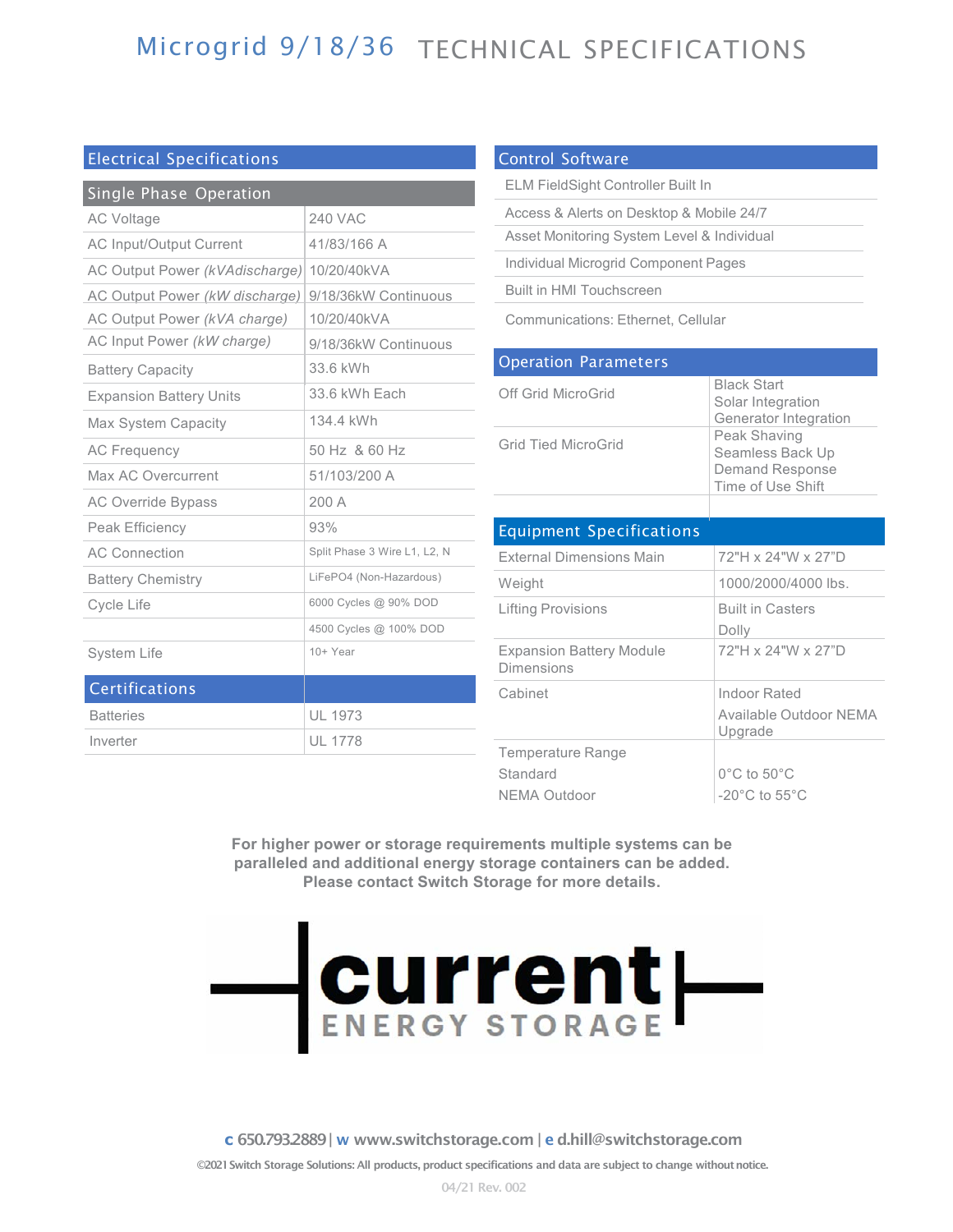# Microgrid 9/18/36 TECHNICAL SPECIFICATIONS

## Electrical Specifications

### Single Phase Operation

| | |
|---|---|
| AC Voltage | 240 VAC |
| AC Input/Output Current | 41/83/166 A |
| AC Output Power *(kVAdischarge)* | 10/20/40kVA |
| AC Output Power *(kW discharge)* | 9/18/36kW Continuous |
| AC Output Power *(kVA charge)* | 10/20/40kVA |
| AC Input Power *(kW charge)* | 9/18/36kW Continuous |
| Battery Capacity | 33.6 kWh |
| Expansion Battery Units | 33.6 kWh Each |
| Max System Capacity | 134.4 kWh |
| AC Frequency | 50 Hz & 60 Hz |
| Max AC Overcurrent | 51/103/200 A |
| AC Override Bypass | 200 A |
| Peak Efficiency | 93% |
| AC Connection | Split Phase 3 Wire L1, L2, N |
| Battery Chemistry | LiFePO4 (Non-Hazardous) |
| Cycle Life | 6000 Cycles @ 90% DOD |
| | 4500 Cycles @ 100% DOD |
| System Life | 10+ Year |

## Certifications

| | |
|---|---|
| Batteries | UL 1973 |
| Inverter | UL 1778 |

## Control Software

- ELM FieldSight Controller Built In
- Access & Alerts on Desktop & Mobile 24/7
- Asset Monitoring System Level & Individual
- Individual Microgrid Component Pages
- Built in HMI Touchscreen
- Communications: Ethernet, Cellular

## Operation Parameters

| | |
|---|---|
| Off Grid MicroGrid | Black Start<br>Solar Integration<br>Generator Integration |
| Grid Tied MicroGrid | Peak Shaving<br>Seamless Back Up<br>Demand Response<br>Time of Use Shift |

## Equipment Specifications

| | |
|---|---|
| External Dimensions Main | 72"H x 24"W x 27"D |
| Weight | 1000/2000/4000 lbs. |
| Lifting Provisions | Built in Casters<br>Dolly |
| Expansion Battery Module Dimensions | 72"H x 24"W x 27"D |
| Cabinet | Indoor Rated<br>Available Outdoor NEMA Upgrade |
| Temperature Range | |
| Standard | 0°C to 50°C |
| NEMA Outdoor | -20°C to 55°C |

**For higher power or storage requirements multiple systems can be paralleled and additional energy storage containers can be added. Please contact Switch Storage for more details.**

current ENERGY STORAGE

**c** 650.793.2889 | **w** www.switchstorage.com | **e** d.hill@switchstorage.com

©2021 Switch Storage Solutions: All products, product specifications and data are subject to change without notice.

04/21 Rev. 002